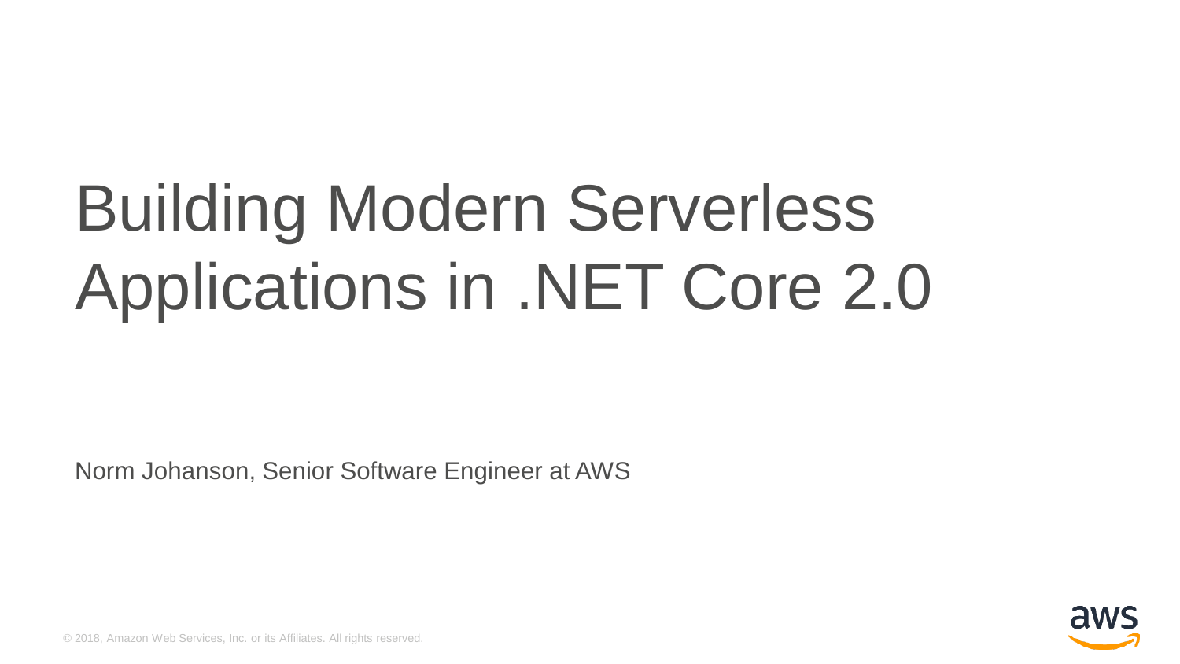# Building Modern Serverless Applications in .NET Core 2.0

Norm Johanson, Senior Software Engineer at AWS

© 2018, Amazon Web Services, Inc. or its Affiliates. All rights reserved.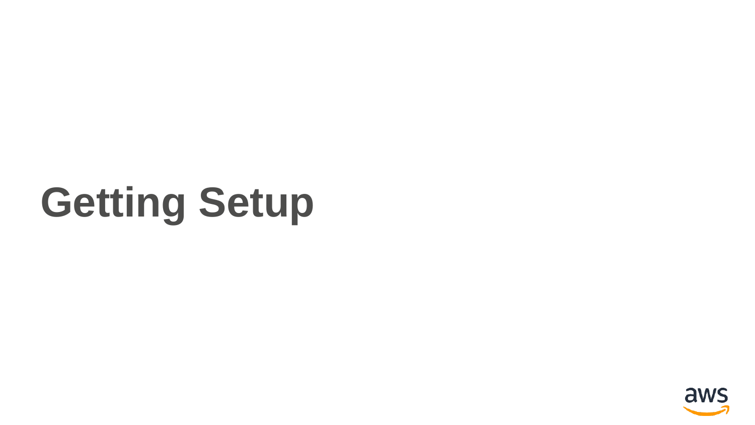# Getting Setup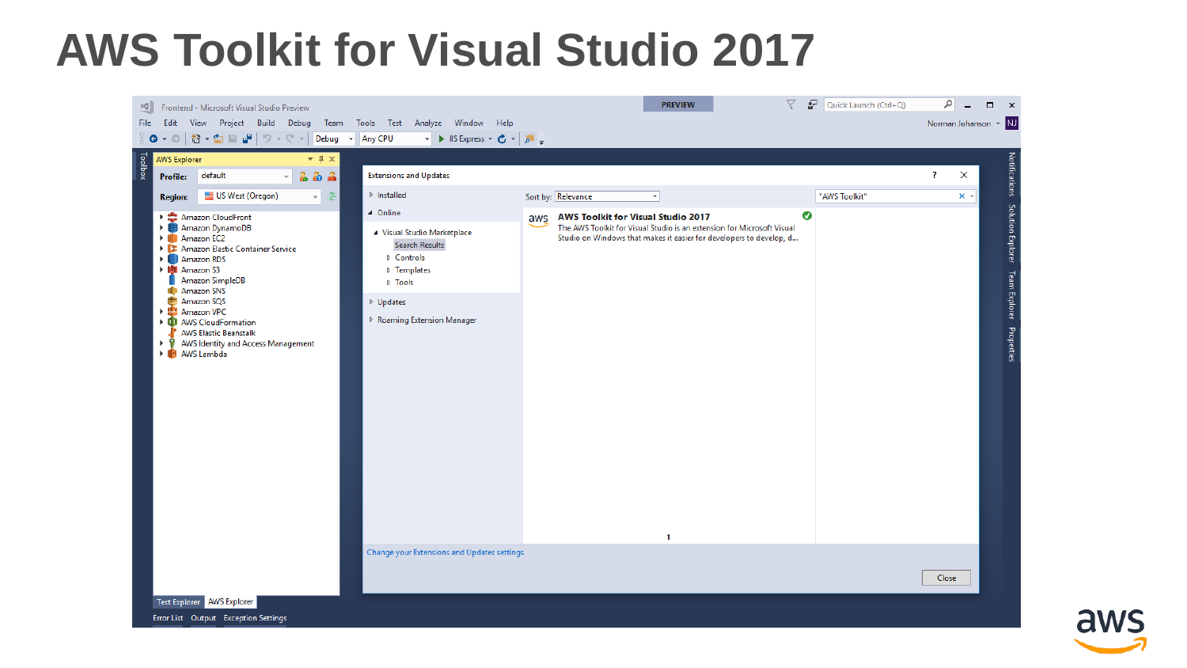# AWS Toolkit for Visual Studio 2017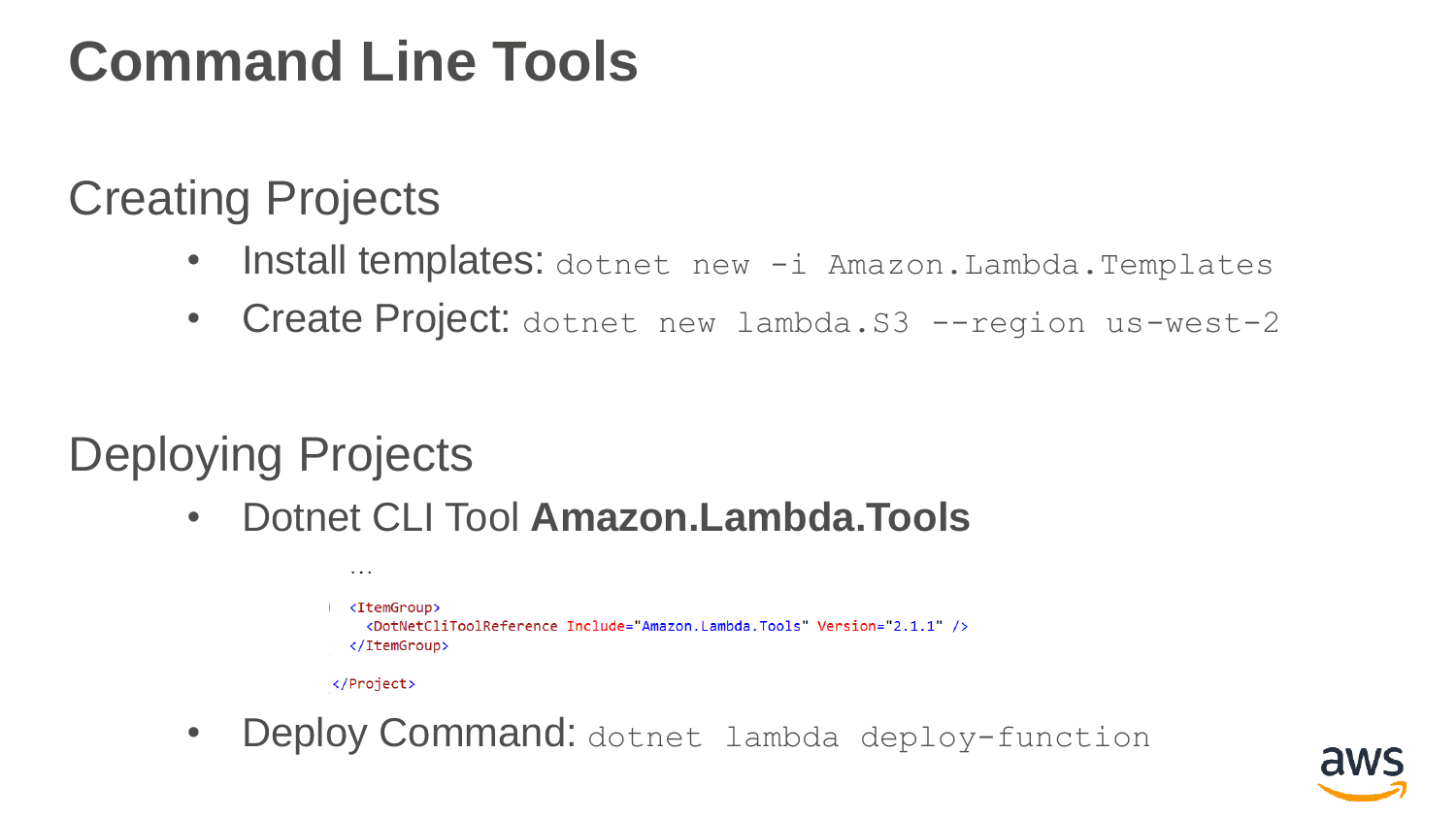# Command Line Tools

## Creating Projects

- Install templates: `dotnet new -i Amazon.Lambda.Templates`
- Create Project: `dotnet new lambda.S3 --region us-west-2`

## Deploying Projects

- Dotnet CLI Tool **Amazon.Lambda.Tools**

```
...

<ItemGroup>
  <DotNetCliToolReference Include="Amazon.Lambda.Tools" Version="2.1.1" />
</ItemGroup>

</Project>
```

- Deploy Command: `dotnet lambda deploy-function`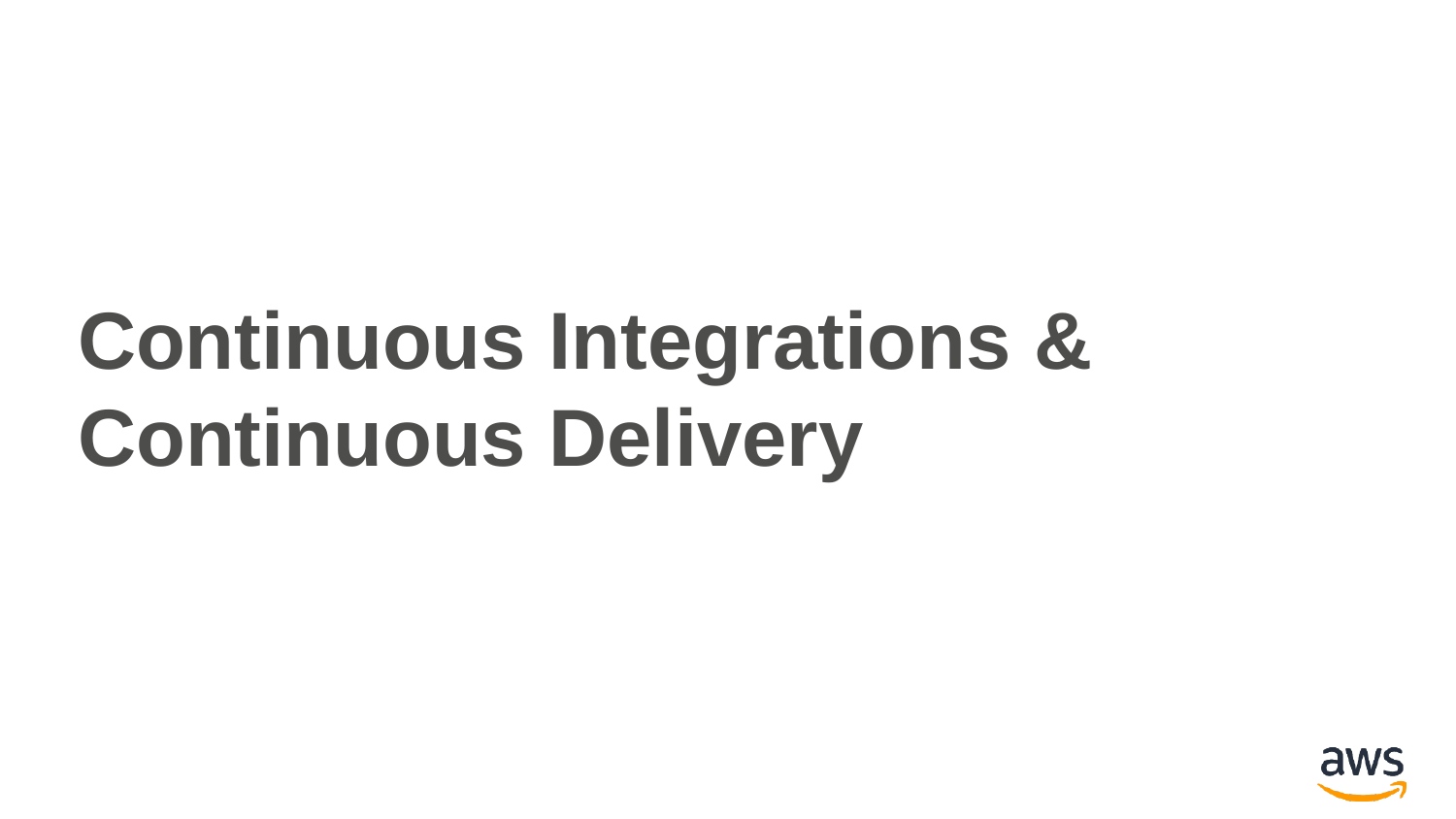# Continuous Integrations & Continuous Delivery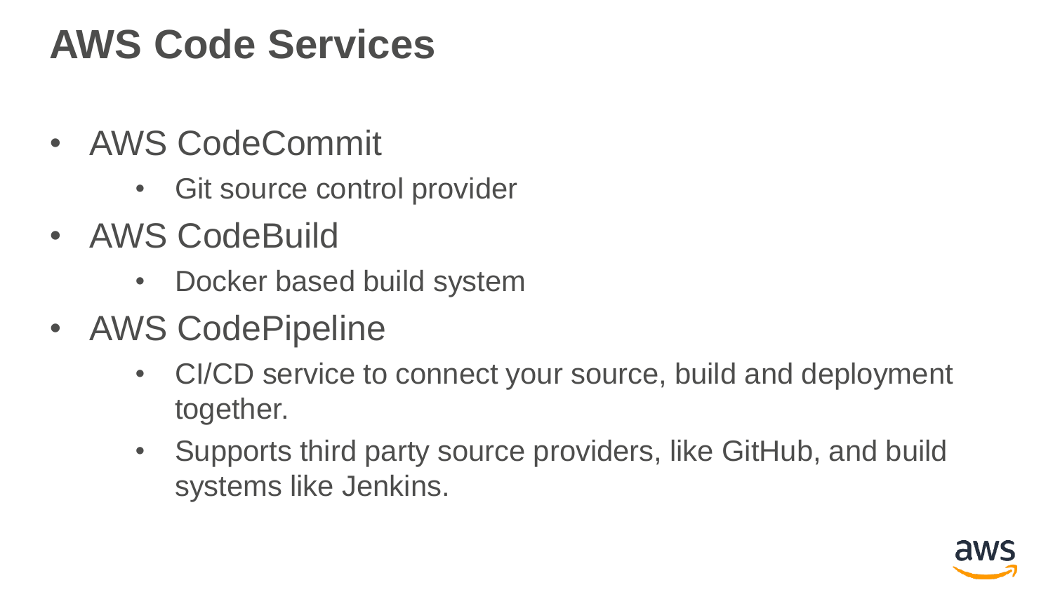# AWS Code Services

- AWS CodeCommit
  - Git source control provider
- AWS CodeBuild
  - Docker based build system
- AWS CodePipeline
  - CI/CD service to connect your source, build and deployment together.
  - Supports third party source providers, like GitHub, and build systems like Jenkins.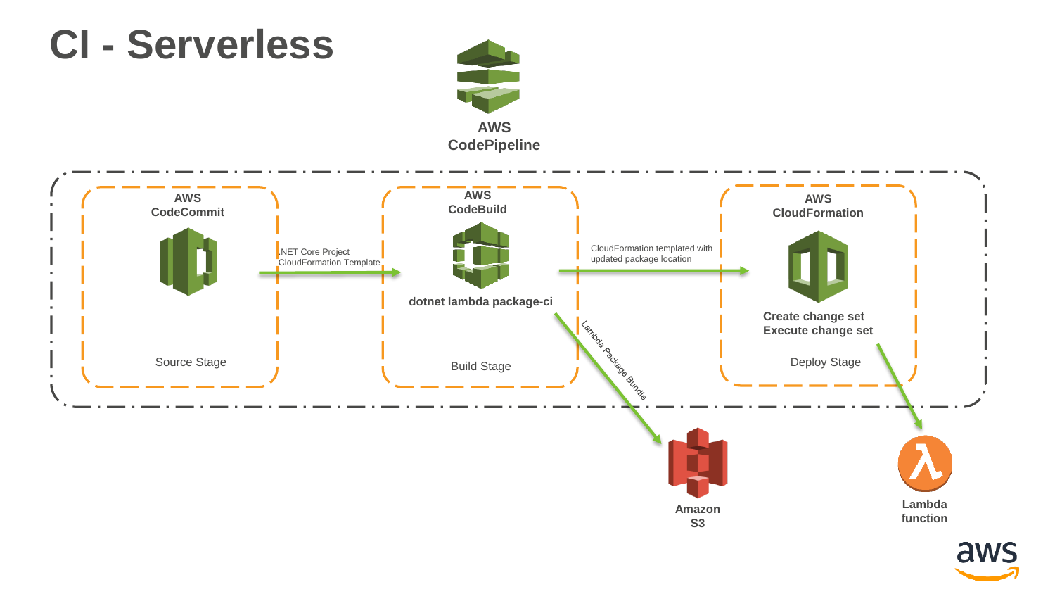# CI - Serverless

AWS CodePipeline

**AWS CodeCommit**

Source Stage

.NET Core Project CloudFormation Template

**AWS CodeBuild**

**dotnet lambda package-ci**

Build Stage

Lambda Package Bundle

**Amazon S3**

CloudFormation templated with updated package location

**AWS CloudFormation**

**Create change set**
**Execute change set**

Deploy Stage

**Lambda function**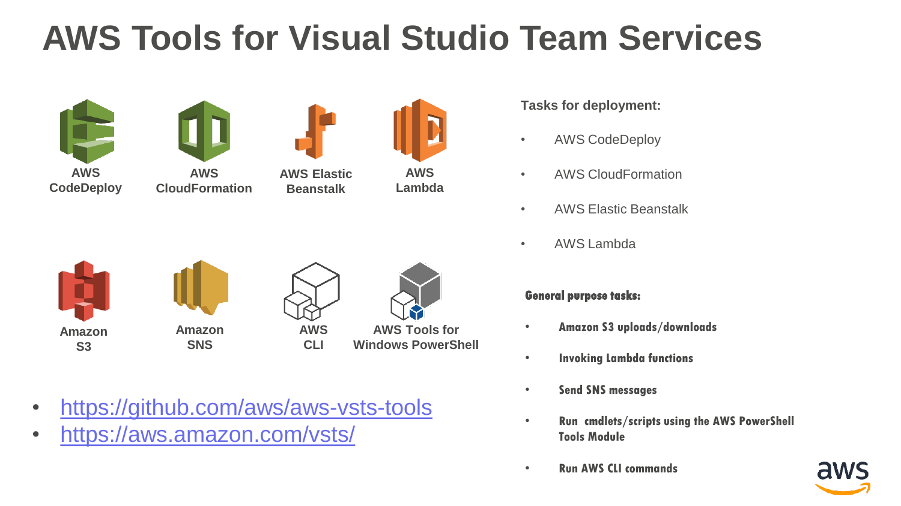# AWS Tools for Visual Studio Team Services

AWS CodeDeploy

AWS CloudFormation

AWS Elastic Beanstalk

AWS Lambda

Amazon S3

Amazon SNS

AWS CLI

AWS Tools for Windows PowerShell

- https://github.com/aws/aws-vsts-tools
- https://aws.amazon.com/vsts/

**Tasks for deployment:**

- AWS CodeDeploy
- AWS CloudFormation
- AWS Elastic Beanstalk
- AWS Lambda

**General purpose tasks:**

- **Amazon S3 uploads/downloads**
- **Invoking Lambda functions**
- **Send SNS messages**
- **Run cmdlets/scripts using the AWS PowerShell Tools Module**
- **Run AWS CLI commands**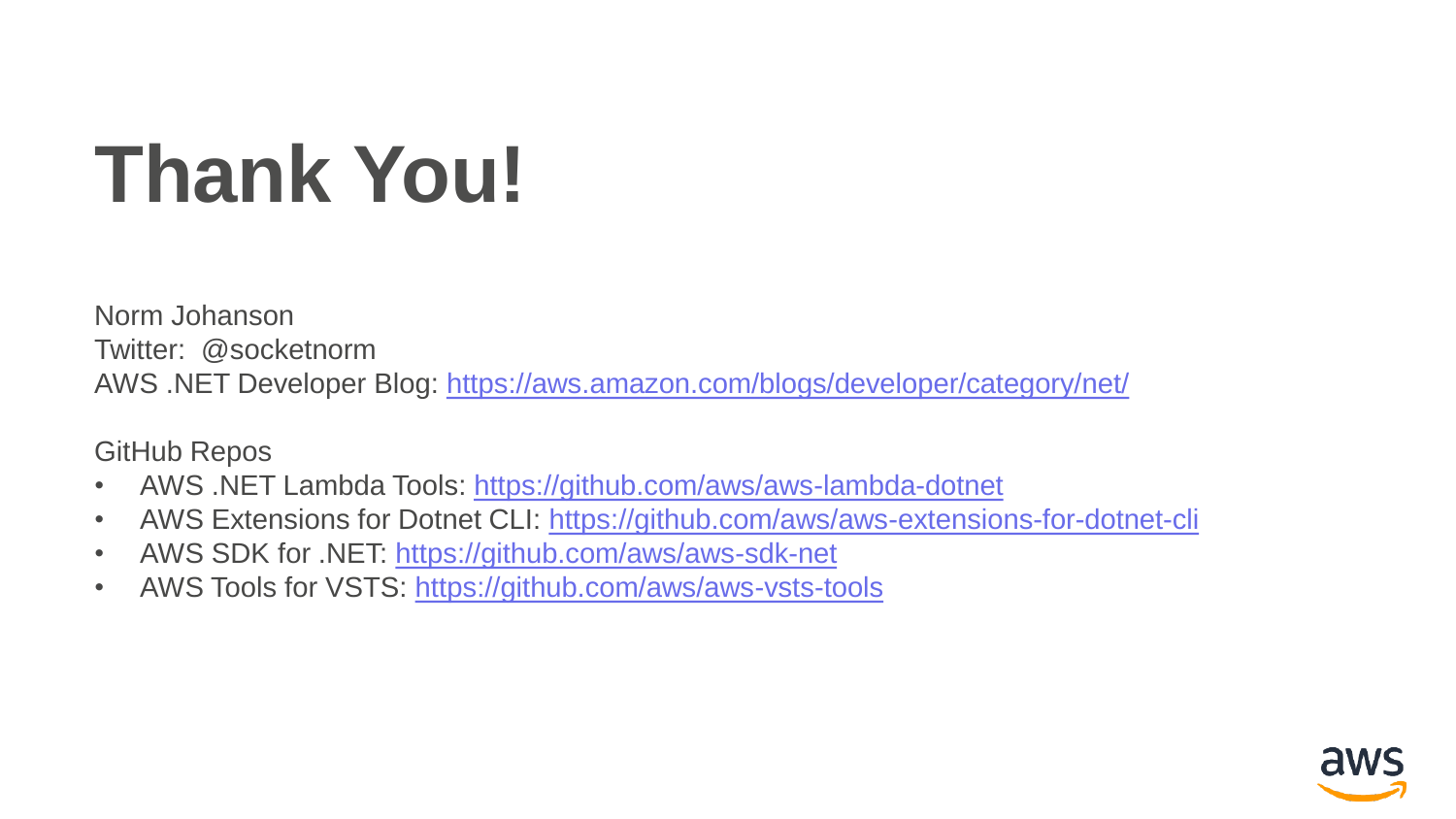# Thank You!

Norm Johanson
Twitter: @socketnorm
AWS .NET Developer Blog: https://aws.amazon.com/blogs/developer/category/net/

GitHub Repos

- AWS .NET Lambda Tools: https://github.com/aws/aws-lambda-dotnet
- AWS Extensions for Dotnet CLI: https://github.com/aws/aws-extensions-for-dotnet-cli
- AWS SDK for .NET: https://github.com/aws/aws-sdk-net
- AWS Tools for VSTS: https://github.com/aws/aws-vsts-tools